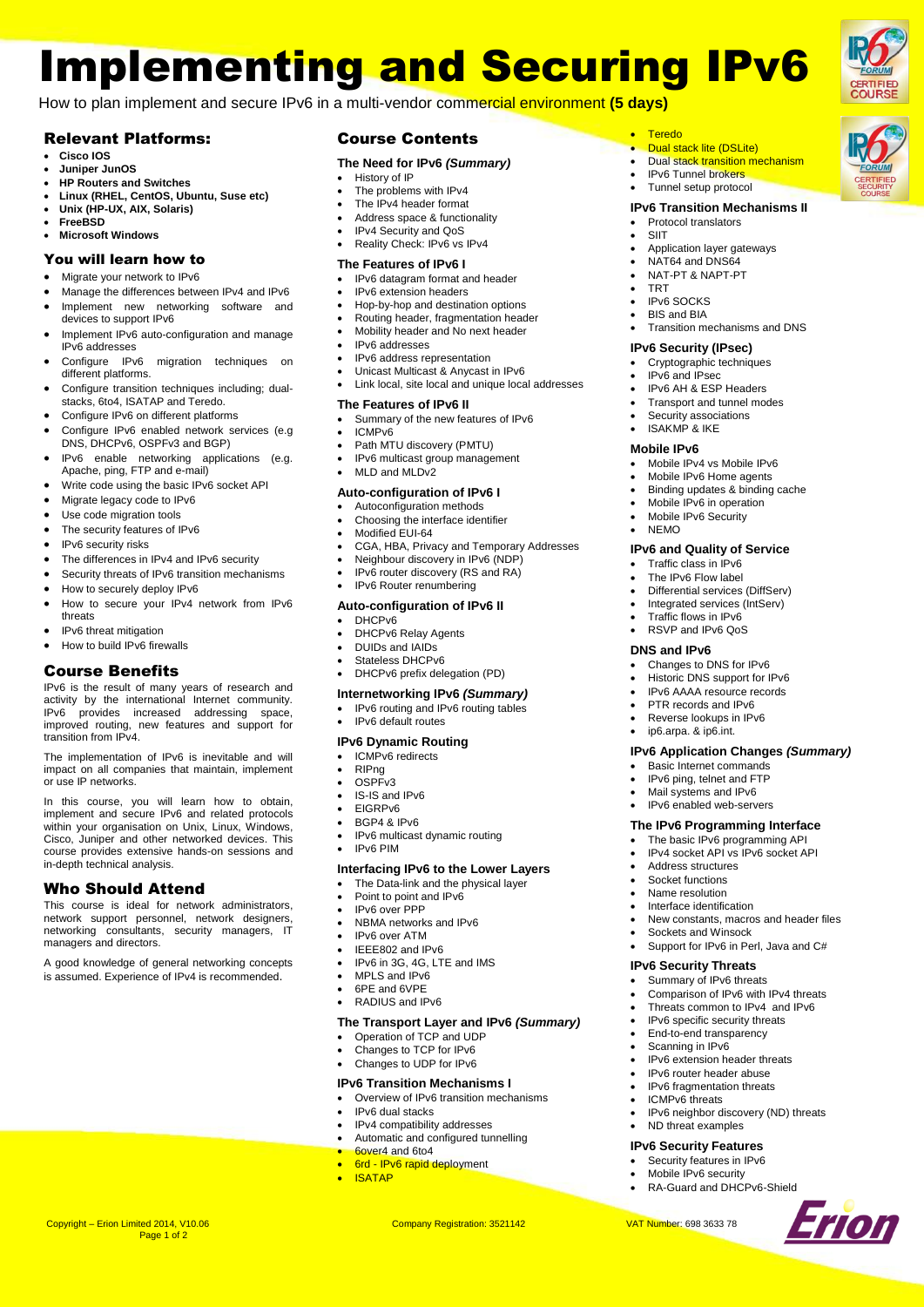# Implementing and Securing IPv6

How to plan implement and secure IPv6 in a multi-vendor commercial environment **(5 days)**

## Relevant Platforms:

- **Cisco IOS**
- **Juniper JunOS**
- **HP Routers and Switches**
- **Linux (RHEL, CentOS, Ubuntu, Suse etc)**
- **Unix (HP-UX, AIX, Solaris)**
- **FreeBSD**
- **Microsoft Windows**

## You will learn how to

- Migrate your network to IPv6
- Manage the differences between IPv4 and IPv6
- Implement new networking software and devices to support IPv6
- Implement IPv6 auto-configuration and manage IPv6 addresses
- Configure IPv6 migration techniques on different platforms.
- Configure transition techniques including; dual-stacks, 6to4, ISATAP and Teredo.
- Configure IPv6 on different platforms
- Configure IPv6 enabled network services (e.g DNS, DHCPv6, OSPFv3 and BGP)
- IPv6 enable networking applications (e.g. Apache, ping, FTP and e-mail)
- Write code using the basic IPv6 socket API
- Migrate legacy code to IPv6
- Use code migration tools
- The security features of IPv6
- IPv6 security risks
- The differences in IPv4 and IPv6 security
- Security threats of IPv6 transition mechanisms
- How to securely deploy IPv6
- How to secure your IPv4 network from IPv6 threats
- IPv6 threat mitigation
- How to build IPv6 firewalls

## Course Benefits

IPv6 is the result of many years of research and activity by the international Internet community. IPv6 provides increased addressing space, improved routing, new features and support for transition from IPv4.

The implementation of IPv6 is inevitable and will impact on all companies that maintain, implement or use IP networks.

In this course, you will learn how to obtain, implement and secure IPv6 and related protocols within your organisation on Unix, Linux, Windows, Cisco, Juniper and other networked devices. This course provides extensive hands-on sessions and in-depth technical analysis.

## Who Should Attend

This course is ideal for network administrators, network support personnel, network designers, networking consultants, security managers, IT managers and directors.

A good knowledge of general networking concepts is assumed. Experience of IPv4 is recommended.

## Course Contents

### The Need for IPv6 *(Summary)*

- History of IP
- The problems with IPv4
- The IPv4 header format
- Address space & functionality
- IPv4 Security and QoS
- Reality Check: IPv6 vs IPv4

### The Features of IPv6 I

- IPv6 datagram format and header
- IPv6 extension headers
- Hop-by-hop and destination options
- Routing header, fragmentation header
- Mobility header and No next header
- IPv6 addresses
- IPv6 address representation
- Unicast Multicast & Anycast in IPv6
- Link local, site local and unique local addresses

### The Features of IPv6 II

- Summary of the new features of IPv6
- ICMPv6
- Path MTU discovery (PMTU)
- IPv6 multicast group management
- MLD and MLDv2

### Auto-configuration of IPv6 I

- Autoconfiguration methods
- Choosing the interface identifier
- Modified EUI-64
- CGA, HBA, Privacy and Temporary Addresses
- Neighbour discovery in IPv6 (NDP)
- IPv6 router discovery (RS and RA)
- IPv6 Router renumbering

### Auto-configuration of IPv6 II

- DHCPv6
- DHCPv6 Relay Agents
- DUIDs and IAIDs
- Stateless DHCPv6
- DHCPv6 prefix delegation (PD)

### Internetworking IPv6 *(Summary)*

- IPv6 routing and IPv6 routing tables
- IPv6 default routes

### IPv6 Dynamic Routing

- ICMPv6 redirects
- RIPng
- OSPFv3
- IS-IS and IPv6
- EIGRPv6
- BGP4 & IPv6
- IPv6 multicast dynamic routing
- IPv6 PIM

### Interfacing IPv6 to the Lower Layers

- The Data-link and the physical layer
- Point to point and IPv6
- IPv6 over PPP
- NBMA networks and IPv6
- IPv6 over ATM
- IEEE802 and IPv6
- IPv6 in 3G, 4G, LTE and IMS
- MPLS and IPv6
- 6PE and 6VPE
- RADIUS and IPv6

### The Transport Layer and IPv6 *(Summary)*

- Operation of TCP and UDP
- Changes to TCP for IPv6
- Changes to UDP for IPv6

### IPv6 Transition Mechanisms I

- Overview of IPv6 transition mechanisms
- IPv6 dual stacks
- IPv4 compatibility addresses
- Automatic and configured tunnelling
- 6over4 and 6to4
- 6rd - IPv6 rapid deployment
- ISATAP
- Teredo
- Dual stack lite (DSLite)
- Dual stack transition mechanism
- IPv6 Tunnel brokers
- Tunnel setup protocol

### IPv6 Transition Mechanisms II

- Protocol translators
- SIIT
- Application layer gateways
- NAT64 and DNS64
- NAT-PT & NAPT-PT
- TRT
- IPv6 SOCKS
- BIS and BIA
- Transition mechanisms and DNS

### IPv6 Security (IPsec)

- Cryptographic techniques
- IPv6 and IPsec
- IPv6 AH & ESP Headers
- Transport and tunnel modes
- Security associations
- ISAKMP & IKE

### Mobile IPv6

- Mobile IPv4 vs Mobile IPv6
- Mobile IPv6 Home agents
- Binding updates & binding cache
- Mobile IPv6 in operation
- Mobile IPv6 Security
- NEMO

### IPv6 and Quality of Service

- Traffic class in IPv6
- The IPv6 Flow label
- Differential services (DiffServ)
- Integrated services (IntServ)
- Traffic flows in IPv6
- RSVP and IPv6 QoS

### DNS and IPv6

- Changes to DNS for IPv6
- Historic DNS support for IPv6
- IPv6 AAAA resource records
- PTR records and IPv6
- Reverse lookups in IPv6
- ip6.arpa. & ip6.int.

### IPv6 Application Changes *(Summary)*

- Basic Internet commands
- IPv6 ping, telnet and FTP
- Mail systems and IPv6
- IPv6 enabled web-servers

### The IPv6 Programming Interface

- The basic IPv6 programming API
- IPv4 socket API vs IPv6 socket API
- Address structures
- Socket functions
- Name resolution
- Interface identification
- New constants, macros and header files
- Sockets and Winsock
- Support for IPv6 in Perl, Java and C#

### IPv6 Security Threats

- Summary of IPv6 threats
- Comparison of IPv6 with IPv4 threats
- Threats common to IPv4 and IPv6
- IPv6 specific security threats
- End-to-end transparency
- Scanning in IPv6
- IPv6 extension header threats
- IPv6 router header abuse
- IPv6 fragmentation threats
- ICMPv6 threats
- IPv6 neighbor discovery (ND) threats
- ND threat examples

### IPv6 Security Features

- Security features in IPv6
- Mobile IPv6 security
- RA-Guard and DHCPv6-Shield

Copyright – Erion Limited 2014, V10.06 Company Registration: 3521142 VAT Number: 698 3633 78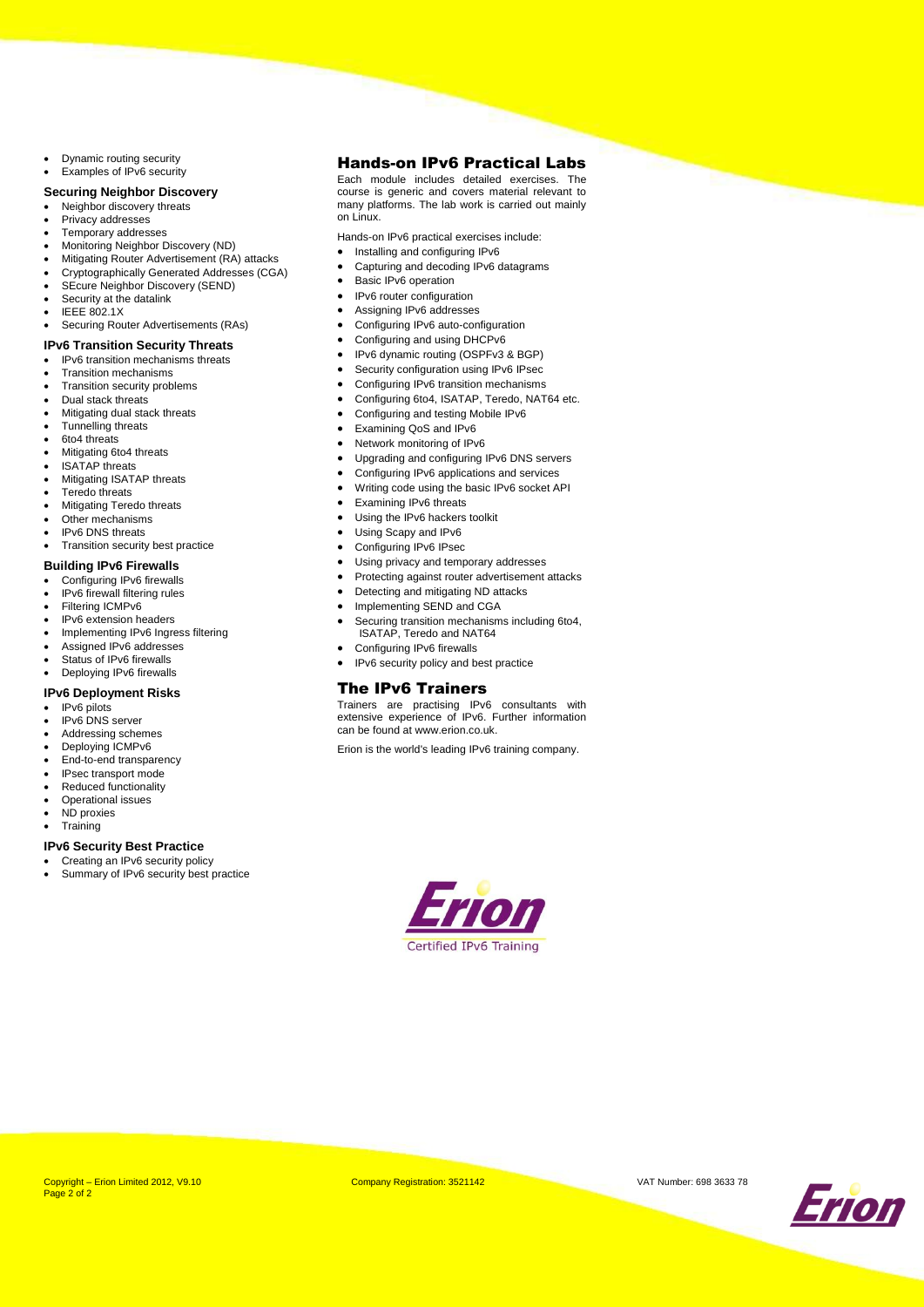- Dynamic routing security
- Examples of IPv6 security

### Securing Neighbor Discovery

- Neighbor discovery threats
- Privacy addresses
- Temporary addresses
- Monitoring Neighbor Discovery (ND)
- Mitigating Router Advertisement (RA) attacks
- Cryptographically Generated Addresses (CGA)
- SEcure Neighbor Discovery (SEND)
- Security at the datalink
- IEEE 802.1X
- Securing Router Advertisements (RAs)

### IPv6 Transition Security Threats

- IPv6 transition mechanisms threats
- Transition mechanisms
- Transition security problems
- Dual stack threats
- Mitigating dual stack threats
- Tunnelling threats
- 6to4 threats
- Mitigating 6to4 threats
- ISATAP threats
- Mitigating ISATAP threats
- Teredo threats
- Mitigating Teredo threats
- Other mechanisms
- IPv6 DNS threats
- Transition security best practice

### Building IPv6 Firewalls

- Configuring IPv6 firewalls
- IPv6 firewall filtering rules
- Filtering ICMPv6
- IPv6 extension headers
- Implementing IPv6 Ingress filtering
- Assigned IPv6 addresses
- Status of IPv6 firewalls
- Deploying IPv6 firewalls

### IPv6 Deployment Risks

- IPv6 pilots
- IPv6 DNS server
- Addressing schemes
- Deploying ICMPv6
- End-to-end transparency
- IPsec transport mode
- Reduced functionality
- Operational issues
- ND proxies
- Training

### IPv6 Security Best Practice

- Creating an IPv6 security policy
- Summary of IPv6 security best practice

## Hands-on IPv6 Practical Labs

Each module includes detailed exercises. The course is generic and covers material relevant to many platforms. The lab work is carried out mainly on Linux.

Hands-on IPv6 practical exercises include:

- Installing and configuring IPv6
- Capturing and decoding IPv6 datagrams
- Basic IPv6 operation
- IPv6 router configuration
- Assigning IPv6 addresses
- Configuring IPv6 auto-configuration
- Configuring and using DHCPv6
- IPv6 dynamic routing (OSPFv3 & BGP)
- Security configuration using IPv6 IPsec
- Configuring IPv6 transition mechanisms
- Configuring 6to4, ISATAP, Teredo, NAT64 etc.
- Configuring and testing Mobile IPv6
- Examining QoS and IPv6
- Network monitoring of IPv6
- Upgrading and configuring IPv6 DNS servers
- Configuring IPv6 applications and services
- Writing code using the basic IPv6 socket API
- Examining IPv6 threats
- Using the IPv6 hackers toolkit
- Using Scapy and IPv6
- Configuring IPv6 IPsec
- Using privacy and temporary addresses
- Protecting against router advertisement attacks
- Detecting and mitigating ND attacks
- Implementing SEND and CGA
- Securing transition mechanisms including 6to4, ISATAP, Teredo and NAT64
- Configuring IPv6 firewalls
- IPv6 security policy and best practice

## The IPv6 Trainers

Trainers are practising IPv6 consultants with extensive experience of IPv6. Further information can be found at www.erion.co.uk.

Erion is the world's leading IPv6 training company.

Erion
Certified IPv6 Training

Copyright – Erion Limited 2012, V9.10 Company Registration: 3521142 VAT Number: 698 3633 78